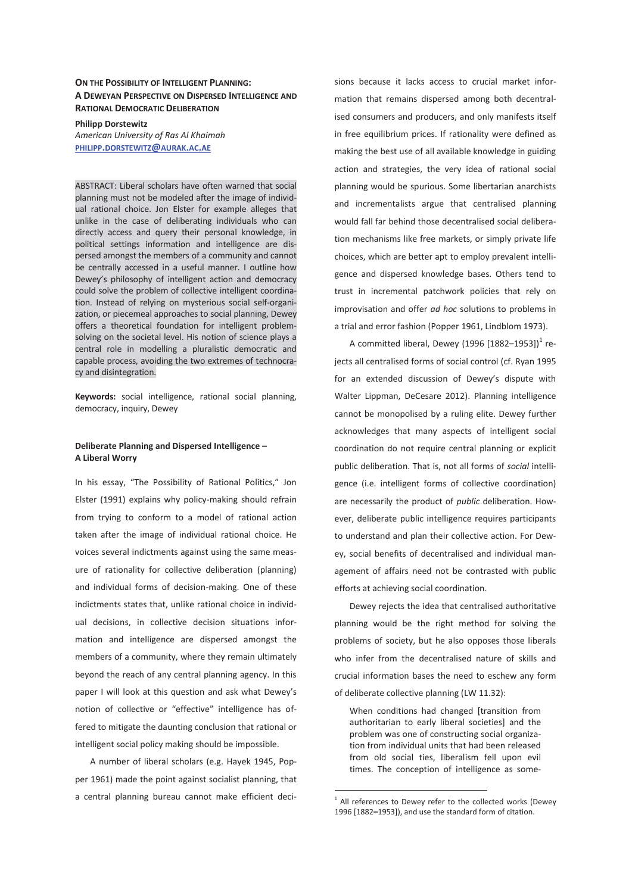**ON THE POSSIBILITY OF INTELLIGENT PLANNING: A DEWEYAN PERSPECTIVE ON DISPERSED INTELLIGENCE AND RATIONAL DEMOCRATIC DELIBERATION**

**Philipp Dorstewitz**
*American University of Ras Al Khaimah*
PHILIPP.DORSTEWITZ@AURAK.AC.AE

ABSTRACT: Liberal scholars have often warned that social planning must not be modeled after the image of individual rational choice. Jon Elster for example alleges that unlike in the case of deliberating individuals who can directly access and query their personal knowledge, in political settings information and intelligence are dispersed amongst the members of a community and cannot be centrally accessed in a useful manner. I outline how Dewey's philosophy of intelligent action and democracy could solve the problem of collective intelligent coordination. Instead of relying on mysterious social self-organization, or piecemeal approaches to social planning, Dewey offers a theoretical foundation for intelligent problem-solving on the societal level. His notion of science plays a central role in modelling a pluralistic democratic and capable process, avoiding the two extremes of technocracy and disintegration.

**Keywords:** social intelligence, rational social planning, democracy, inquiry, Dewey

**Deliberate Planning and Dispersed Intelligence – A Liberal Worry**

In his essay, "The Possibility of Rational Politics," Jon Elster (1991) explains why policy-making should refrain from trying to conform to a model of rational action taken after the image of individual rational choice. He voices several indictments against using the same measure of rationality for collective deliberation (planning) and individual forms of decision-making. One of these indictments states that, unlike rational choice in individual decisions, in collective decision situations information and intelligence are dispersed amongst the members of a community, where they remain ultimately beyond the reach of any central planning agency. In this paper I will look at this question and ask what Dewey's notion of collective or "effective" intelligence has offered to mitigate the daunting conclusion that rational or intelligent social policy making should be impossible.

A number of liberal scholars (e.g. Hayek 1945, Popper 1961) made the point against socialist planning, that a central planning bureau cannot make efficient decisions because it lacks access to crucial market information that remains dispersed among both decentralised consumers and producers, and only manifests itself in free equilibrium prices. If rationality were defined as making the best use of all available knowledge in guiding action and strategies, the very idea of rational social planning would be spurious. Some libertarian anarchists and incrementalists argue that centralised planning would fall far behind those decentralised social deliberation mechanisms like free markets, or simply private life choices, which are better apt to employ prevalent intelligence and dispersed knowledge bases. Others tend to trust in incremental patchwork policies that rely on improvisation and offer *ad hoc* solutions to problems in a trial and error fashion (Popper 1961, Lindblom 1973).

A committed liberal, Dewey (1996 [1882–1953])[1] rejects all centralised forms of social control (cf. Ryan 1995 for an extended discussion of Dewey's dispute with Walter Lippman, DeCesare 2012). Planning intelligence cannot be monopolised by a ruling elite. Dewey further acknowledges that many aspects of intelligent social coordination do not require central planning or explicit public deliberation. That is, not all forms of *social* intelligence (i.e. intelligent forms of collective coordination) are necessarily the product of *public* deliberation. However, deliberate public intelligence requires participants to understand and plan their collective action. For Dewey, social benefits of decentralised and individual management of affairs need not be contrasted with public efforts at achieving social coordination.

Dewey rejects the idea that centralised authoritative planning would be the right method for solving the problems of society, but he also opposes those liberals who infer from the decentralised nature of skills and crucial information bases the need to eschew any form of deliberate collective planning (LW 11.32):

> When conditions had changed [transition from authoritarian to early liberal societies] and the problem was one of constructing social organization from individual units that had been released from old social ties, liberalism fell upon evil times. The conception of intelligence as some-

[1] All references to Dewey refer to the collected works (Dewey 1996 [1882–1953]), and use the standard form of citation.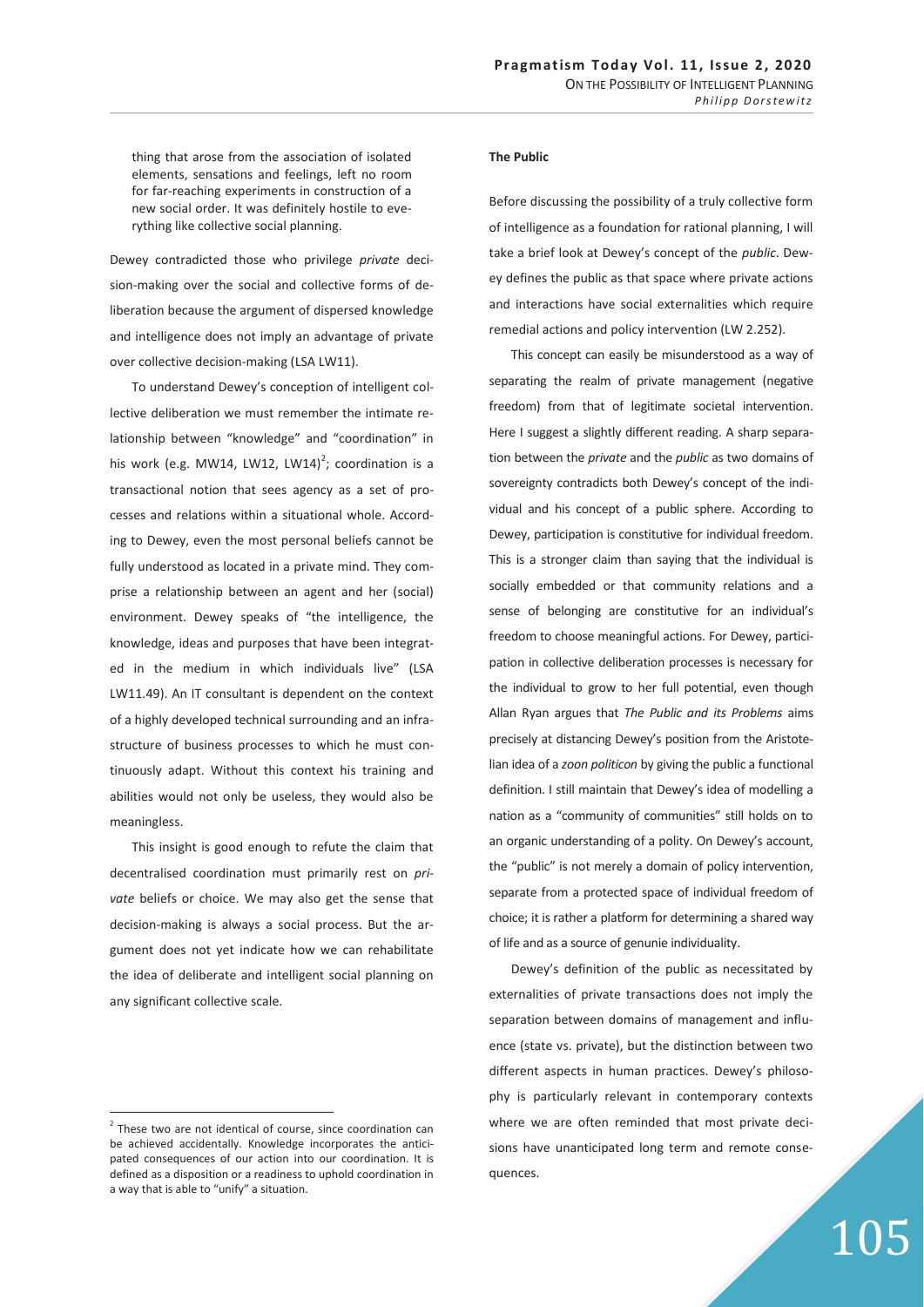thing that arose from the association of isolated elements, sensations and feelings, left no room for far-reaching experiments in construction of a new social order. It was definitely hostile to everything like collective social planning.

Dewey contradicted those who privilege *private* decision-making over the social and collective forms of deliberation because the argument of dispersed knowledge and intelligence does not imply an advantage of private over collective decision-making (LSA LW11).

To understand Dewey's conception of intelligent collective deliberation we must remember the intimate relationship between "knowledge" and "coordination" in his work (e.g. MW14, LW12, LW14)[2]; coordination is a transactional notion that sees agency as a set of processes and relations within a situational whole. According to Dewey, even the most personal beliefs cannot be fully understood as located in a private mind. They comprise a relationship between an agent and her (social) environment. Dewey speaks of "the intelligence, the knowledge, ideas and purposes that have been integrated in the medium in which individuals live" (LSA LW11.49). An IT consultant is dependent on the context of a highly developed technical surrounding and an infrastructure of business processes to which he must continuously adapt. Without this context his training and abilities would not only be useless, they would also be meaningless.

This insight is good enough to refute the claim that decentralised coordination must primarily rest on *private* beliefs or choice. We may also get the sense that decision-making is always a social process. But the argument does not yet indicate how we can rehabilitate the idea of deliberate and intelligent social planning on any significant collective scale.

**The Public**

Before discussing the possibility of a truly collective form of intelligence as a foundation for rational planning, I will take a brief look at Dewey's concept of the *public*. Dewey defines the public as that space where private actions and interactions have social externalities which require remedial actions and policy intervention (LW 2.252).

This concept can easily be misunderstood as a way of separating the realm of private management (negative freedom) from that of legitimate societal intervention. Here I suggest a slightly different reading. A sharp separation between the *private* and the *public* as two domains of sovereignty contradicts both Dewey's concept of the individual and his concept of a public sphere. According to Dewey, participation is constitutive for individual freedom. This is a stronger claim than saying that the individual is socially embedded or that community relations and a sense of belonging are constitutive for an individual's freedom to choose meaningful actions. For Dewey, participation in collective deliberation processes is necessary for the individual to grow to her full potential, even though Allan Ryan argues that *The Public and its Problems* aims precisely at distancing Dewey's position from the Aristotelian idea of a *zoon politicon* by giving the public a functional definition. I still maintain that Dewey's idea of modelling a nation as a "community of communities" still holds on to an organic understanding of a polity. On Dewey's account, the "public" is not merely a domain of policy intervention, separate from a protected space of individual freedom of choice; it is rather a platform for determining a shared way of life and as a source of genuine individuality.

Dewey's definition of the public as necessitated by externalities of private transactions does not imply the separation between domains of management and influence (state vs. private), but the distinction between two different aspects in human practices. Dewey's philosophy is particularly relevant in contemporary contexts where we are often reminded that most private decisions have unanticipated long term and remote consequences.

[2] These two are not identical of course, since coordination can be achieved accidentally. Knowledge incorporates the anticipated consequences of our action into our coordination. It is defined as a disposition or a readiness to uphold coordination in a way that is able to "unify" a situation.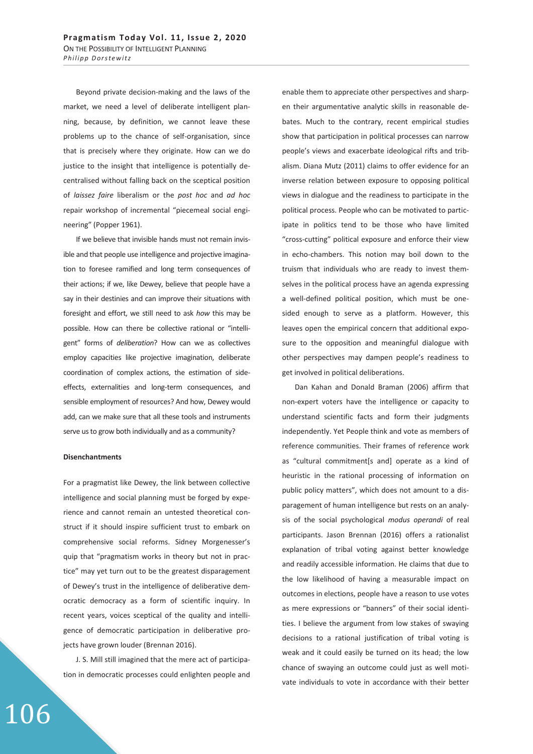Beyond private decision-making and the laws of the market, we need a level of deliberate intelligent planning, because, by definition, we cannot leave these problems up to the chance of self-organisation, since that is precisely where they originate. How can we do justice to the insight that intelligence is potentially decentralised without falling back on the sceptical position of *laissez faire* liberalism or the *post hoc* and *ad hoc* repair workshop of incremental "piecemeal social engineering" (Popper 1961).

If we believe that invisible hands must not remain invisible and that people use intelligence and projective imagination to foresee ramified and long term consequences of their actions; if we, like Dewey, believe that people have a say in their destinies and can improve their situations with foresight and effort, we still need to ask *how* this may be possible. How can there be collective rational or "intelligent" forms of *deliberation*? How can we as collectives employ capacities like projective imagination, deliberate coordination of complex actions, the estimation of side-effects, externalities and long-term consequences, and sensible employment of resources? And how, Dewey would add, can we make sure that all these tools and instruments serve us to grow both individually and as a community?

**Disenchantments**

For a pragmatist like Dewey, the link between collective intelligence and social planning must be forged by experience and cannot remain an untested theoretical construct if it should inspire sufficient trust to embark on comprehensive social reforms. Sidney Morgenesser's quip that "pragmatism works in theory but not in practice" may yet turn out to be the greatest disparagement of Dewey's trust in the intelligence of deliberative democratic democracy as a form of scientific inquiry. In recent years, voices sceptical of the quality and intelligence of democratic participation in deliberative projects have grown louder (Brennan 2016).

J. S. Mill still imagined that the mere act of participation in democratic processes could enlighten people and enable them to appreciate other perspectives and sharpen their argumentative analytic skills in reasonable debates. Much to the contrary, recent empirical studies show that participation in political processes can narrow people's views and exacerbate ideological rifts and tribalism. Diana Mutz (2011) claims to offer evidence for an inverse relation between exposure to opposing political views in dialogue and the readiness to participate in the political process. People who can be motivated to participate in politics tend to be those who have limited "cross-cutting" political exposure and enforce their view in echo-chambers. This notion may boil down to the truism that individuals who are ready to invest themselves in the political process have an agenda expressing a well-defined political position, which must be one-sided enough to serve as a platform. However, this leaves open the empirical concern that additional exposure to the opposition and meaningful dialogue with other perspectives may dampen people's readiness to get involved in political deliberations.

Dan Kahan and Donald Braman (2006) affirm that non-expert voters have the intelligence or capacity to understand scientific facts and form their judgments independently. Yet People think and vote as members of reference communities. Their frames of reference work as "cultural commitment[s and] operate as a kind of heuristic in the rational processing of information on public policy matters", which does not amount to a disparagement of human intelligence but rests on an analysis of the social psychological *modus operandi* of real participants. Jason Brennan (2016) offers a rationalist explanation of tribal voting against better knowledge and readily accessible information. He claims that due to the low likelihood of having a measurable impact on outcomes in elections, people have a reason to use votes as mere expressions or "banners" of their social identities. I believe the argument from low stakes of swaying decisions to a rational justification of tribal voting is weak and it could easily be turned on its head; the low chance of swaying an outcome could just as well motivate individuals to vote in accordance with their better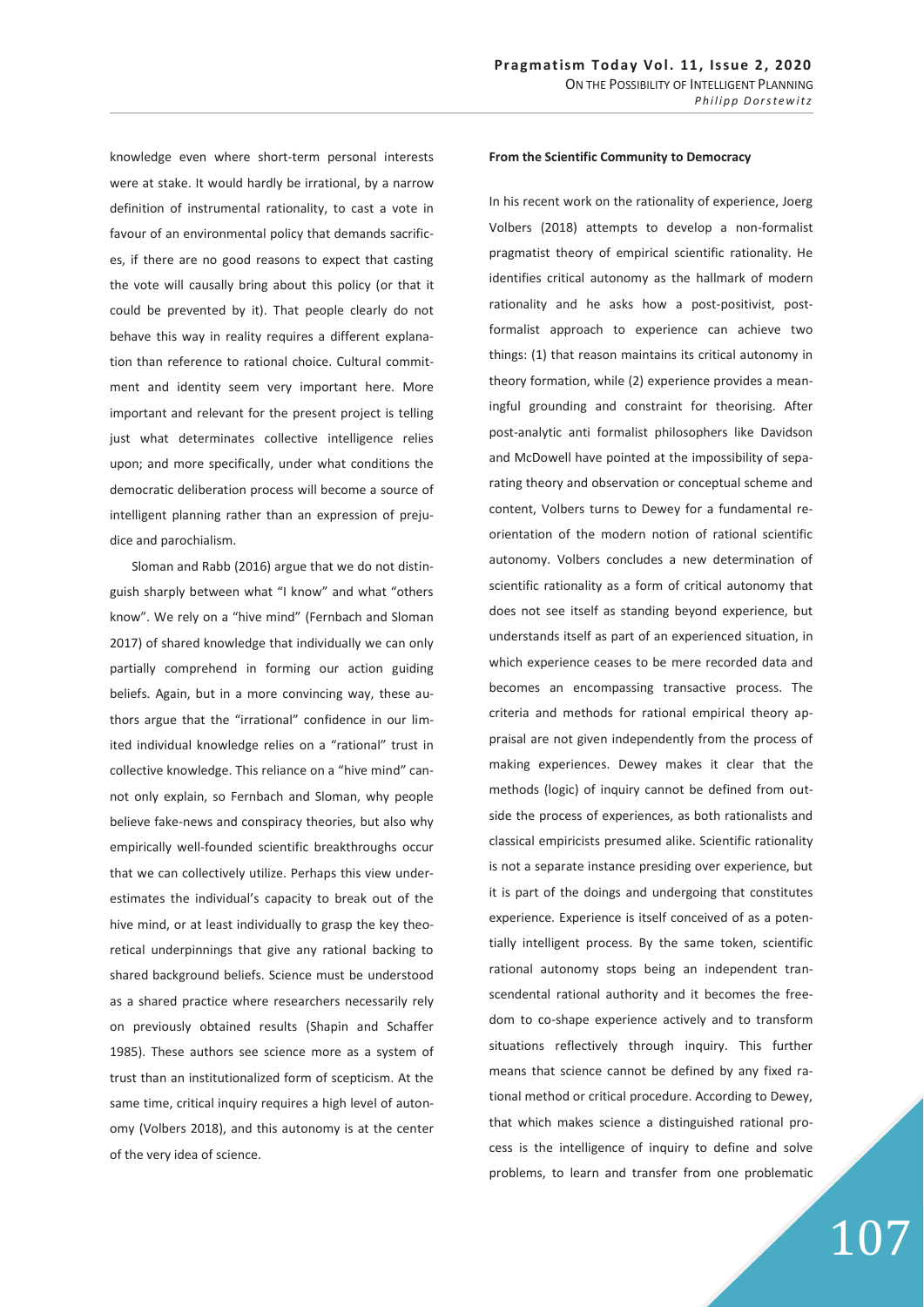knowledge even where short-term personal interests were at stake. It would hardly be irrational, by a narrow definition of instrumental rationality, to cast a vote in favour of an environmental policy that demands sacrifices, if there are no good reasons to expect that casting the vote will causally bring about this policy (or that it could be prevented by it). That people clearly do not behave this way in reality requires a different explanation than reference to rational choice. Cultural commitment and identity seem very important here. More important and relevant for the present project is telling just what determinates collective intelligence relies upon; and more specifically, under what conditions the democratic deliberation process will become a source of intelligent planning rather than an expression of prejudice and parochialism.

Sloman and Rabb (2016) argue that we do not distinguish sharply between what "I know" and what "others know". We rely on a "hive mind" (Fernbach and Sloman 2017) of shared knowledge that individually we can only partially comprehend in forming our action guiding beliefs. Again, but in a more convincing way, these authors argue that the "irrational" confidence in our limited individual knowledge relies on a "rational" trust in collective knowledge. This reliance on a "hive mind" cannot only explain, so Fernbach and Sloman, why people believe fake-news and conspiracy theories, but also why empirically well-founded scientific breakthroughs occur that we can collectively utilize. Perhaps this view underestimates the individual's capacity to break out of the hive mind, or at least individually to grasp the key theoretical underpinnings that give any rational backing to shared background beliefs. Science must be understood as a shared practice where researchers necessarily rely on previously obtained results (Shapin and Schaffer 1985). These authors see science more as a system of trust than an institutionalized form of scepticism. At the same time, critical inquiry requires a high level of autonomy (Volbers 2018), and this autonomy is at the center of the very idea of science.

**From the Scientific Community to Democracy**

In his recent work on the rationality of experience, Joerg Volbers (2018) attempts to develop a non-formalist pragmatist theory of empirical scientific rationality. He identifies critical autonomy as the hallmark of modern rationality and he asks how a post-positivist, post-formalist approach to experience can achieve two things: (1) that reason maintains its critical autonomy in theory formation, while (2) experience provides a meaningful grounding and constraint for theorising. After post-analytic anti formalist philosophers like Davidson and McDowell have pointed at the impossibility of separating theory and observation or conceptual scheme and content, Volbers turns to Dewey for a fundamental reorientation of the modern notion of rational scientific autonomy. Volbers concludes a new determination of scientific rationality as a form of critical autonomy that does not see itself as standing beyond experience, but understands itself as part of an experienced situation, in which experience ceases to be mere recorded data and becomes an encompassing transactive process. The criteria and methods for rational empirical theory appraisal are not given independently from the process of making experiences. Dewey makes it clear that the methods (logic) of inquiry cannot be defined from outside the process of experiences, as both rationalists and classical empiricists presumed alike. Scientific rationality is not a separate instance presiding over experience, but it is part of the doings and undergoing that constitutes experience. Experience is itself conceived of as a potentially intelligent process. By the same token, scientific rational autonomy stops being an independent transcendental rational authority and it becomes the freedom to co-shape experience actively and to transform situations reflectively through inquiry. This further means that science cannot be defined by any fixed rational method or critical procedure. According to Dewey, that which makes science a distinguished rational process is the intelligence of inquiry to define and solve problems, to learn and transfer from one problematic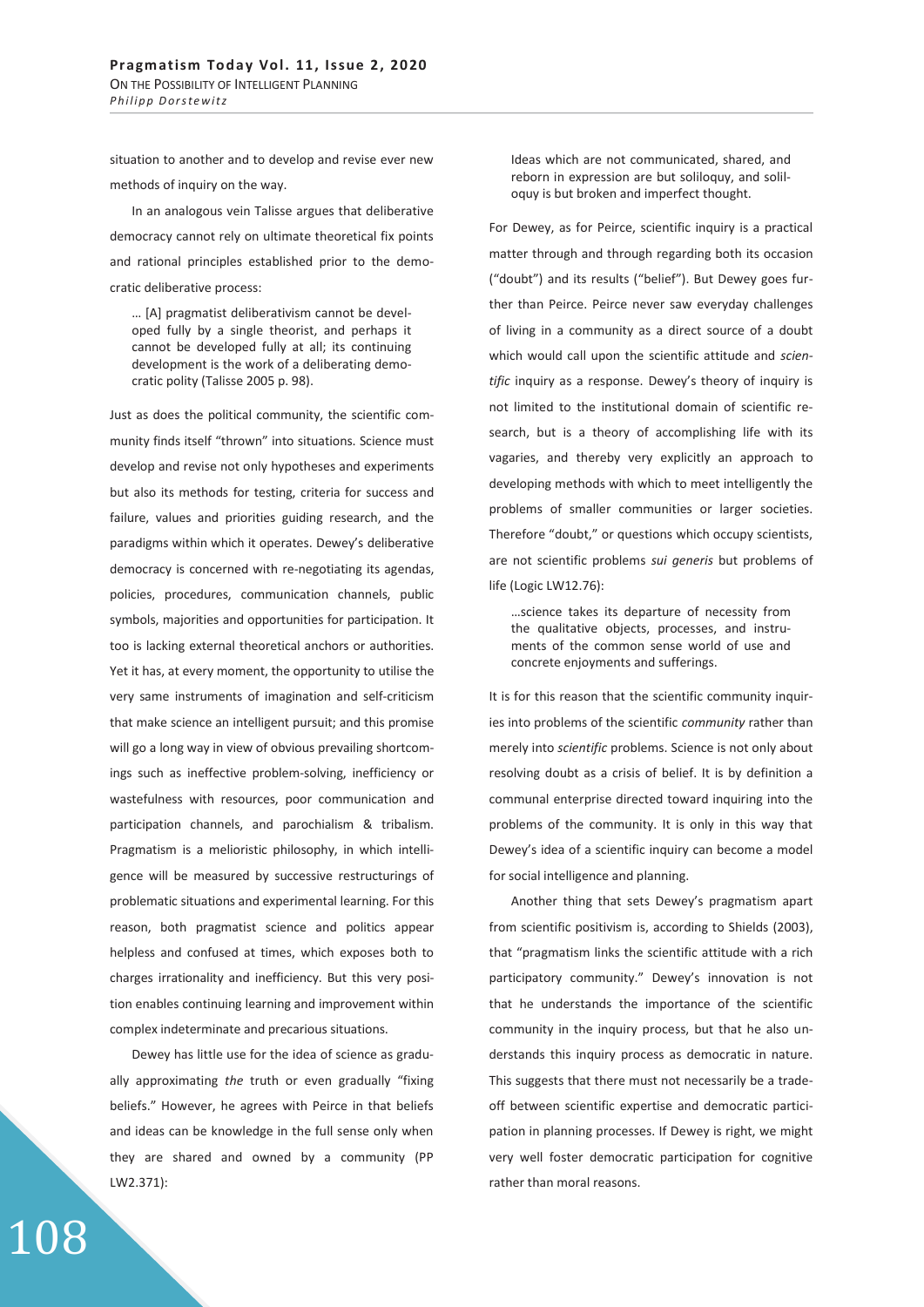situation to another and to develop and revise ever new methods of inquiry on the way.

In an analogous vein Talisse argues that deliberative democracy cannot rely on ultimate theoretical fix points and rational principles established prior to the democratic deliberative process:

> … [A] pragmatist deliberativism cannot be developed fully by a single theorist, and perhaps it cannot be developed fully at all; its continuing development is the work of a deliberating democratic polity (Talisse 2005 p. 98).

Just as does the political community, the scientific community finds itself "thrown" into situations. Science must develop and revise not only hypotheses and experiments but also its methods for testing, criteria for success and failure, values and priorities guiding research, and the paradigms within which it operates. Dewey's deliberative democracy is concerned with re-negotiating its agendas, policies, procedures, communication channels, public symbols, majorities and opportunities for participation. It too is lacking external theoretical anchors or authorities. Yet it has, at every moment, the opportunity to utilise the very same instruments of imagination and self-criticism that make science an intelligent pursuit; and this promise will go a long way in view of obvious prevailing shortcomings such as ineffective problem-solving, inefficiency or wastefulness with resources, poor communication and participation channels, and parochialism & tribalism. Pragmatism is a melioristic philosophy, in which intelligence will be measured by successive restructurings of problematic situations and experimental learning. For this reason, both pragmatist science and politics appear helpless and confused at times, which exposes both to charges irrationality and inefficiency. But this very position enables continuing learning and improvement within complex indeterminate and precarious situations.

Dewey has little use for the idea of science as gradually approximating *the* truth or even gradually "fixing beliefs." However, he agrees with Peirce in that beliefs and ideas can be knowledge in the full sense only when they are shared and owned by a community (PP LW2.371):

> Ideas which are not communicated, shared, and reborn in expression are but soliloquy, and soliloquy is but broken and imperfect thought.

For Dewey, as for Peirce, scientific inquiry is a practical matter through and through regarding both its occasion ("doubt") and its results ("belief"). But Dewey goes further than Peirce. Peirce never saw everyday challenges of living in a community as a direct source of a doubt which would call upon the scientific attitude and *scientific* inquiry as a response. Dewey's theory of inquiry is not limited to the institutional domain of scientific research, but is a theory of accomplishing life with its vagaries, and thereby very explicitly an approach to developing methods with which to meet intelligently the problems of smaller communities or larger societies. Therefore "doubt," or questions which occupy scientists, are not scientific problems *sui generis* but problems of life (Logic LW12.76):

> …science takes its departure of necessity from the qualitative objects, processes, and instruments of the common sense world of use and concrete enjoyments and sufferings.

It is for this reason that the scientific community inquiries into problems of the scientific *community* rather than merely into *scientific* problems. Science is not only about resolving doubt as a crisis of belief. It is by definition a communal enterprise directed toward inquiring into the problems of the community. It is only in this way that Dewey's idea of a scientific inquiry can become a model for social intelligence and planning.

Another thing that sets Dewey's pragmatism apart from scientific positivism is, according to Shields (2003), that "pragmatism links the scientific attitude with a rich participatory community." Dewey's innovation is not that he understands the importance of the scientific community in the inquiry process, but that he also understands this inquiry process as democratic in nature. This suggests that there must not necessarily be a trade-off between scientific expertise and democratic participation in planning processes. If Dewey is right, we might very well foster democratic participation for cognitive rather than moral reasons.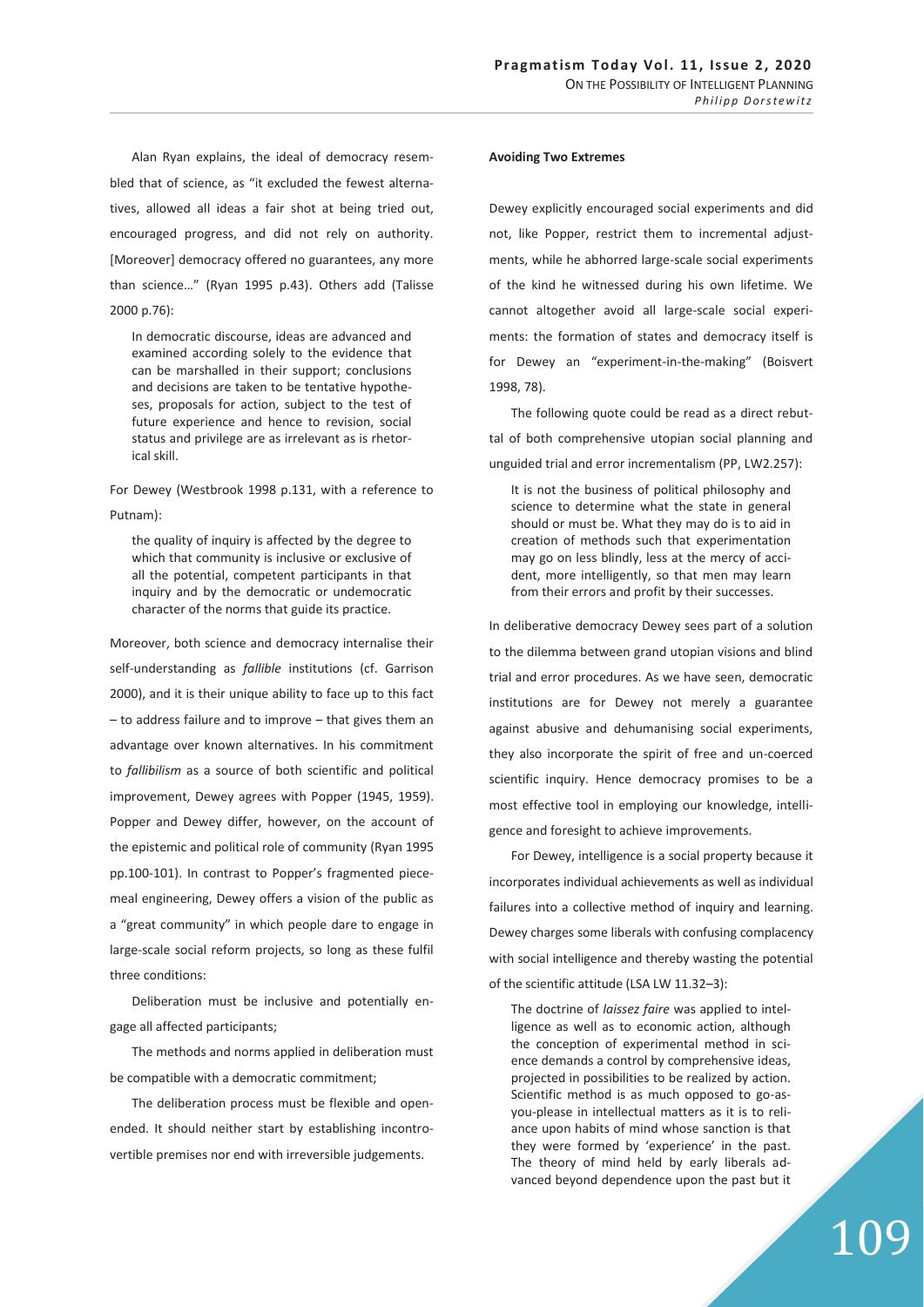Alan Ryan explains, the ideal of democracy resembled that of science, as "it excluded the fewest alternatives, allowed all ideas a fair shot at being tried out, encouraged progress, and did not rely on authority. [Moreover] democracy offered no guarantees, any more than science…" (Ryan 1995 p.43). Others add (Talisse 2000 p.76):

> In democratic discourse, ideas are advanced and examined according solely to the evidence that can be marshalled in their support; conclusions and decisions are taken to be tentative hypotheses, proposals for action, subject to the test of future experience and hence to revision, social status and privilege are as irrelevant as is rhetorical skill.

For Dewey (Westbrook 1998 p.131, with a reference to Putnam):

> the quality of inquiry is affected by the degree to which that community is inclusive or exclusive of all the potential, competent participants in that inquiry and by the democratic or undemocratic character of the norms that guide its practice.

Moreover, both science and democracy internalise their self-understanding as *fallible* institutions (cf. Garrison 2000), and it is their unique ability to face up to this fact – to address failure and to improve – that gives them an advantage over known alternatives. In his commitment to *fallibilism* as a source of both scientific and political improvement, Dewey agrees with Popper (1945, 1959). Popper and Dewey differ, however, on the account of the epistemic and political role of community (Ryan 1995 pp.100-101). In contrast to Popper's fragmented piecemeal engineering, Dewey offers a vision of the public as a "great community" in which people dare to engage in large-scale social reform projects, so long as these fulfil three conditions:

Deliberation must be inclusive and potentially engage all affected participants;

The methods and norms applied in deliberation must be compatible with a democratic commitment;

The deliberation process must be flexible and open-ended. It should neither start by establishing incontrovertible premises nor end with irreversible judgements.

**Avoiding Two Extremes**

Dewey explicitly encouraged social experiments and did not, like Popper, restrict them to incremental adjustments, while he abhorred large-scale social experiments of the kind he witnessed during his own lifetime. We cannot altogether avoid all large-scale social experiments: the formation of states and democracy itself is for Dewey an "experiment-in-the-making" (Boisvert 1998, 78).

The following quote could be read as a direct rebuttal of both comprehensive utopian social planning and unguided trial and error incrementalism (PP, LW2.257):

> It is not the business of political philosophy and science to determine what the state in general should or must be. What they may do is to aid in creation of methods such that experimentation may go on less blindly, less at the mercy of accident, more intelligently, so that men may learn from their errors and profit by their successes.

In deliberative democracy Dewey sees part of a solution to the dilemma between grand utopian visions and blind trial and error procedures. As we have seen, democratic institutions are for Dewey not merely a guarantee against abusive and dehumanising social experiments, they also incorporate the spirit of free and un-coerced scientific inquiry. Hence democracy promises to be a most effective tool in employing our knowledge, intelligence and foresight to achieve improvements.

For Dewey, intelligence is a social property because it incorporates individual achievements as well as individual failures into a collective method of inquiry and learning. Dewey charges some liberals with confusing complacency with social intelligence and thereby wasting the potential of the scientific attitude (LSA LW 11.32–3):

> The doctrine of *laissez faire* was applied to intelligence as well as to economic action, although the conception of experimental method in science demands a control by comprehensive ideas, projected in possibilities to be realized by action. Scientific method is as much opposed to go-as-you-please in intellectual matters as it is to reliance upon habits of mind whose sanction is that they were formed by 'experience' in the past. The theory of mind held by early liberals advanced beyond dependence upon the past but it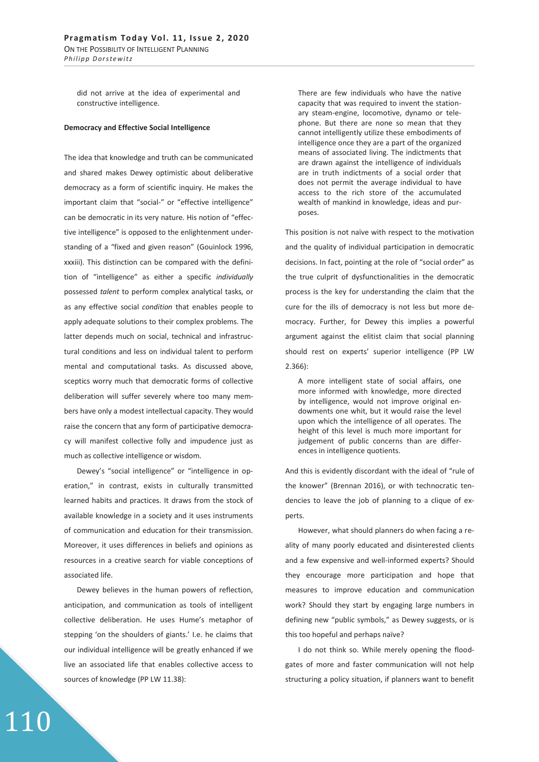did not arrive at the idea of experimental and constructive intelligence.

**Democracy and Effective Social Intelligence**

The idea that knowledge and truth can be communicated and shared makes Dewey optimistic about deliberative democracy as a form of scientific inquiry. He makes the important claim that "social-" or "effective intelligence" can be democratic in its very nature. His notion of "effective intelligence" is opposed to the enlightenment understanding of a "fixed and given reason" (Gouinlock 1996, xxxiii). This distinction can be compared with the definition of "intelligence" as either a specific *individually* possessed *talent* to perform complex analytical tasks, or as any effective social *condition* that enables people to apply adequate solutions to their complex problems. The latter depends much on social, technical and infrastructural conditions and less on individual talent to perform mental and computational tasks. As discussed above, sceptics worry much that democratic forms of collective deliberation will suffer severely where too many members have only a modest intellectual capacity. They would raise the concern that any form of participative democracy will manifest collective folly and impudence just as much as collective intelligence or wisdom.

Dewey's "social intelligence" or "intelligence in operation," in contrast, exists in culturally transmitted learned habits and practices. It draws from the stock of available knowledge in a society and it uses instruments of communication and education for their transmission. Moreover, it uses differences in beliefs and opinions as resources in a creative search for viable conceptions of associated life.

Dewey believes in the human powers of reflection, anticipation, and communication as tools of intelligent collective deliberation. He uses Hume's metaphor of stepping 'on the shoulders of giants.' I.e. he claims that our individual intelligence will be greatly enhanced if we live an associated life that enables collective access to sources of knowledge (PP LW 11.38):

> There are few individuals who have the native capacity that was required to invent the stationary steam-engine, locomotive, dynamo or telephone. But there are none so mean that they cannot intelligently utilize these embodiments of intelligence once they are a part of the organized means of associated living. The indictments that are drawn against the intelligence of individuals are in truth indictments of a social order that does not permit the average individual to have access to the rich store of the accumulated wealth of mankind in knowledge, ideas and purposes.

This position is not naïve with respect to the motivation and the quality of individual participation in democratic decisions. In fact, pointing at the role of "social order" as the true culprit of dysfunctionalities in the democratic process is the key for understanding the claim that the cure for the ills of democracy is not less but more democracy. Further, for Dewey this implies a powerful argument against the elitist claim that social planning should rest on experts' superior intelligence (PP LW 2.366):

> A more intelligent state of social affairs, one more informed with knowledge, more directed by intelligence, would not improve original endowments one whit, but it would raise the level upon which the intelligence of all operates. The height of this level is much more important for judgement of public concerns than are differences in intelligence quotients.

And this is evidently discordant with the ideal of "rule of the knower" (Brennan 2016), or with technocratic tendencies to leave the job of planning to a clique of experts.

However, what should planners do when facing a reality of many poorly educated and disinterested clients and a few expensive and well-informed experts? Should they encourage more participation and hope that measures to improve education and communication work? Should they start by engaging large numbers in defining new "public symbols," as Dewey suggests, or is this too hopeful and perhaps naïve?

I do not think so. While merely opening the floodgates of more and faster communication will not help structuring a policy situation, if planners want to benefit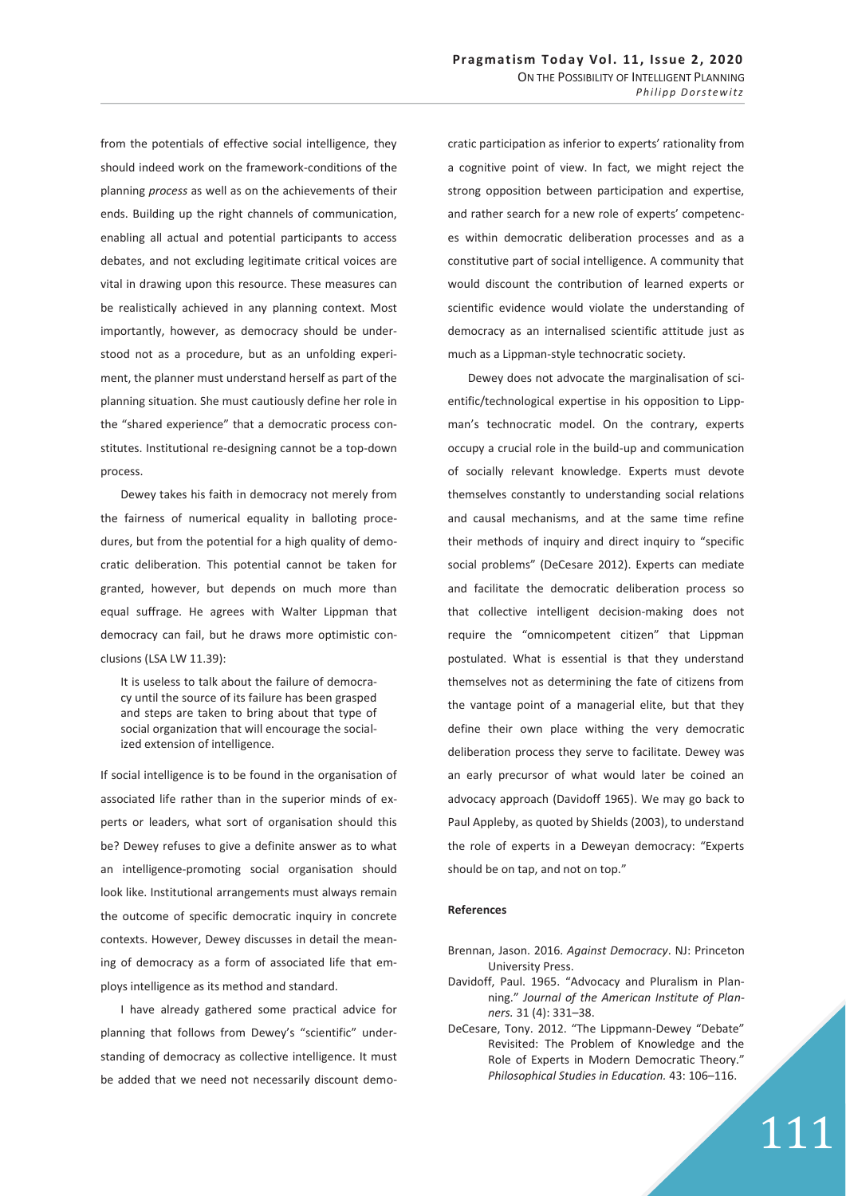from the potentials of effective social intelligence, they should indeed work on the framework-conditions of the planning *process* as well as on the achievements of their ends. Building up the right channels of communication, enabling all actual and potential participants to access debates, and not excluding legitimate critical voices are vital in drawing upon this resource. These measures can be realistically achieved in any planning context. Most importantly, however, as democracy should be understood not as a procedure, but as an unfolding experiment, the planner must understand herself as part of the planning situation. She must cautiously define her role in the "shared experience" that a democratic process constitutes. Institutional re-designing cannot be a top-down process.

Dewey takes his faith in democracy not merely from the fairness of numerical equality in balloting procedures, but from the potential for a high quality of democratic deliberation. This potential cannot be taken for granted, however, but depends on much more than equal suffrage. He agrees with Walter Lippman that democracy can fail, but he draws more optimistic conclusions (LSA LW 11.39):

> It is useless to talk about the failure of democracy until the source of its failure has been grasped and steps are taken to bring about that type of social organization that will encourage the socialized extension of intelligence.

If social intelligence is to be found in the organisation of associated life rather than in the superior minds of experts or leaders, what sort of organisation should this be? Dewey refuses to give a definite answer as to what an intelligence-promoting social organisation should look like. Institutional arrangements must always remain the outcome of specific democratic inquiry in concrete contexts. However, Dewey discusses in detail the meaning of democracy as a form of associated life that employs intelligence as its method and standard.

I have already gathered some practical advice for planning that follows from Dewey's "scientific" understanding of democracy as collective intelligence. It must be added that we need not necessarily discount democratic participation as inferior to experts' rationality from a cognitive point of view. In fact, we might reject the strong opposition between participation and expertise, and rather search for a new role of experts' competences within democratic deliberation processes and as a constitutive part of social intelligence. A community that would discount the contribution of learned experts or scientific evidence would violate the understanding of democracy as an internalised scientific attitude just as much as a Lippman-style technocratic society.

Dewey does not advocate the marginalisation of scientific/technological expertise in his opposition to Lippman's technocratic model. On the contrary, experts occupy a crucial role in the build-up and communication of socially relevant knowledge. Experts must devote themselves constantly to understanding social relations and causal mechanisms, and at the same time refine their methods of inquiry and direct inquiry to "specific social problems" (DeCesare 2012). Experts can mediate and facilitate the democratic deliberation process so that collective intelligent decision-making does not require the "omnicompetent citizen" that Lippman postulated. What is essential is that they understand themselves not as determining the fate of citizens from the vantage point of a managerial elite, but that they define their own place withing the very democratic deliberation process they serve to facilitate. Dewey was an early precursor of what would later be coined an advocacy approach (Davidoff 1965). We may go back to Paul Appleby, as quoted by Shields (2003), to understand the role of experts in a Deweyan democracy: "Experts should be on tap, and not on top."

## References

Brennan, Jason. 2016. *Against Democracy*. NJ: Princeton University Press.

Davidoff, Paul. 1965. "Advocacy and Pluralism in Planning." *Journal of the American Institute of Planners.* 31 (4): 331–38.

DeCesare, Tony. 2012. "The Lippmann-Dewey "Debate" Revisited: The Problem of Knowledge and the Role of Experts in Modern Democratic Theory." *Philosophical Studies in Education.* 43: 106–116.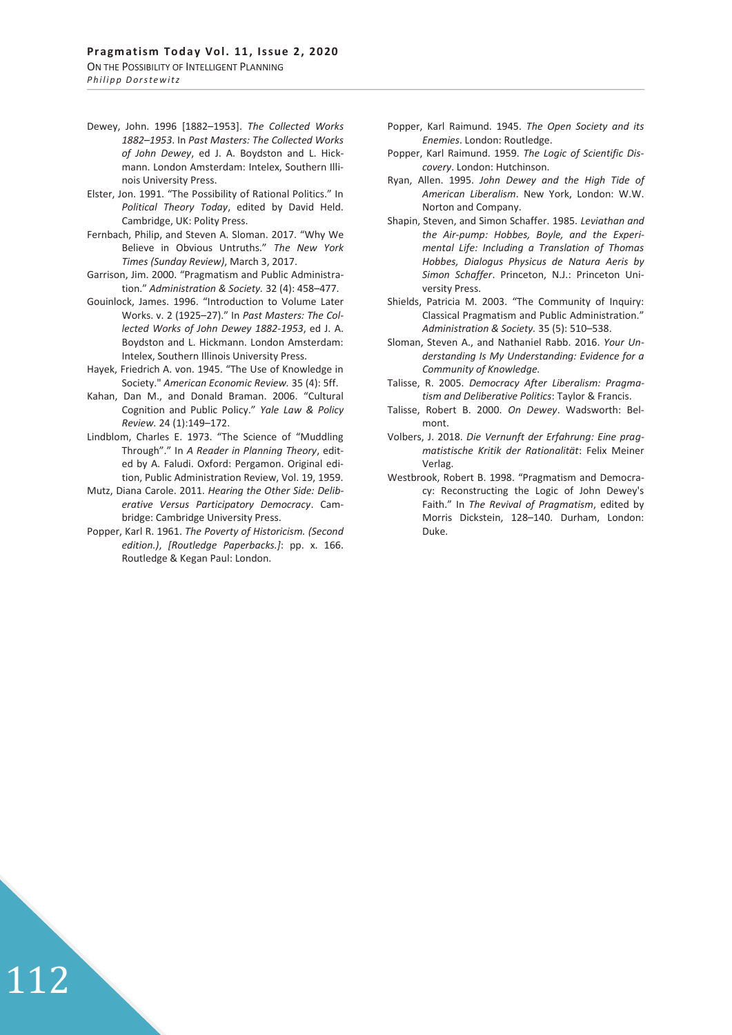Dewey, John. 1996 [1882–1953]. *The Collected Works 1882–1953*. In *Past Masters: The Collected Works of John Dewey*, ed J. A. Boydston and L. Hickmann. London Amsterdam: Intelex, Southern Illinois University Press.

Elster, Jon. 1991. "The Possibility of Rational Politics." In *Political Theory Today*, edited by David Held. Cambridge, UK: Polity Press.

Fernbach, Philip, and Steven A. Sloman. 2017. "Why We Believe in Obvious Untruths." *The New York Times (Sunday Review)*, March 3, 2017.

Garrison, Jim. 2000. "Pragmatism and Public Administration." *Administration & Society.* 32 (4): 458–477.

Gouinlock, James. 1996. "Introduction to Volume Later Works. v. 2 (1925–27)." In *Past Masters: The Collected Works of John Dewey 1882-1953*, ed J. A. Boydston and L. Hickmann. London Amsterdam: Intelex, Southern Illinois University Press.

Hayek, Friedrich A. von. 1945. "The Use of Knowledge in Society." *American Economic Review.* 35 (4): 5ff.

Kahan, Dan M., and Donald Braman. 2006. "Cultural Cognition and Public Policy." *Yale Law & Policy Review.* 24 (1):149–172.

Lindblom, Charles E. 1973. "The Science of "Muddling Through"." In *A Reader in Planning Theory*, edited by A. Faludi. Oxford: Pergamon. Original edition, Public Administration Review, Vol. 19, 1959.

Mutz, Diana Carole. 2011. *Hearing the Other Side: Deliberative Versus Participatory Democracy*. Cambridge: Cambridge University Press.

Popper, Karl R. 1961. *The Poverty of Historicism. (Second edition.)*, *[Routledge Paperbacks.]*: pp. x. 166. Routledge & Kegan Paul: London.

Popper, Karl Raimund. 1945. *The Open Society and its Enemies*. London: Routledge.

Popper, Karl Raimund. 1959. *The Logic of Scientific Discovery*. London: Hutchinson.

Ryan, Allen. 1995. *John Dewey and the High Tide of American Liberalism*. New York, London: W.W. Norton and Company.

Shapin, Steven, and Simon Schaffer. 1985. *Leviathan and the Air-pump: Hobbes, Boyle, and the Experimental Life: Including a Translation of Thomas Hobbes, Dialogus Physicus de Natura Aeris by Simon Schaffer*. Princeton, N.J.: Princeton University Press.

Shields, Patricia M. 2003. "The Community of Inquiry: Classical Pragmatism and Public Administration." *Administration & Society.* 35 (5): 510–538.

Sloman, Steven A., and Nathaniel Rabb. 2016. *Your Understanding Is My Understanding: Evidence for a Community of Knowledge.*

Talisse, R. 2005. *Democracy After Liberalism: Pragmatism and Deliberative Politics*: Taylor & Francis.

Talisse, Robert B. 2000. *On Dewey*. Wadsworth: Belmont.

Volbers, J. 2018. *Die Vernunft der Erfahrung: Eine pragmatistische Kritik der Rationalität*: Felix Meiner Verlag.

Westbrook, Robert B. 1998. "Pragmatism and Democracy: Reconstructing the Logic of John Dewey's Faith." In *The Revival of Pragmatism*, edited by Morris Dickstein, 128–140. Durham, London: Duke.